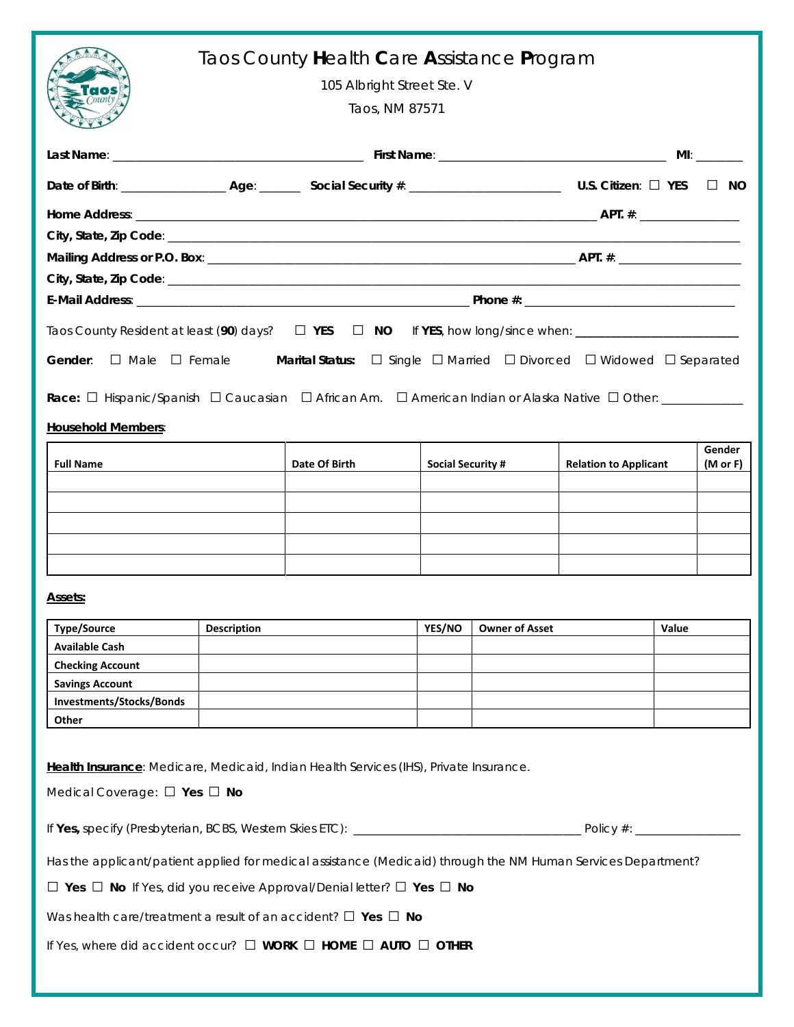# Taos County **H**ealth **C**are **A**ssistance **P**rogram

105 Albright Street Ste. V

Taos, NM 87571

**Last Name**: ______________________________ **First Name**: ______________________________ **MI**: _______

**Date of Birth**: ______________ **Age**: ______ **Social Security #**: ____________________ **U.S. Citizen**: ☐ **YES** ☐ **NO**

**Home Address**: ____________________________________________________________ **APT. #**: ______________

**City, State, Zip Code**: ______________________________________________________________________________

**Mailing Address or P.O. Box**: ________________________________________________ **APT. #**: ________________

**City, State, Zip Code**: ______________________________________________________________________________

**E-Mail Address**: ____________________________________________ **Phone #**: ____________________________

Taos County Resident at least (**90**) days? ☐ **YES** ☐ **NO** If **YES**, how long/since when: ______________________

**Gender**: ☐ Male ☐ Female **Marital Status:** ☐ Single ☐ Married ☐ Divorced ☐ Widowed ☐ Separated

**Race:** ☐ Hispanic/Spanish ☐ Caucasian ☐ African Am. ☐ American Indian or Alaska Native ☐ Other: ___________

**Household Members**:

| Full Name | Date Of Birth | Social Security # | Relation to Applicant | Gender (M or F) |
|---|---|---|---|---|
| | | | | |
| | | | | |
| | | | | |
| | | | | |
| | | | | |

**Assets:**

| Type/Source | Description | YES/NO | Owner of Asset | Value |
|---|---|---|---|---|
| Available Cash | | | | |
| Checking Account | | | | |
| Savings Account | | | | |
| Investments/Stocks/Bonds | | | | |
| Other | | | | |

**Health Insurance**: Medicare, Medicaid, Indian Health Services (IHS), Private Insurance.

Medical Coverage: ☐ **Yes** ☐ **No**

If **Yes,** specify (Presbyterian, BCBS, Western Skies ETC): ______________________________ Policy #: ______________

Has the applicant/patient applied for medical assistance (Medicaid) through the NM Human Services Department?

☐ **Yes** ☐ **No** If Yes, did you receive Approval/Denial letter? ☐ **Yes** ☐ **No**

Was health care/treatment a result of an accident? ☐ **Yes** ☐ **No**

If Yes, where did accident occur? ☐ **WORK** ☐ **HOME** ☐ **AUTO** ☐ **OTHER**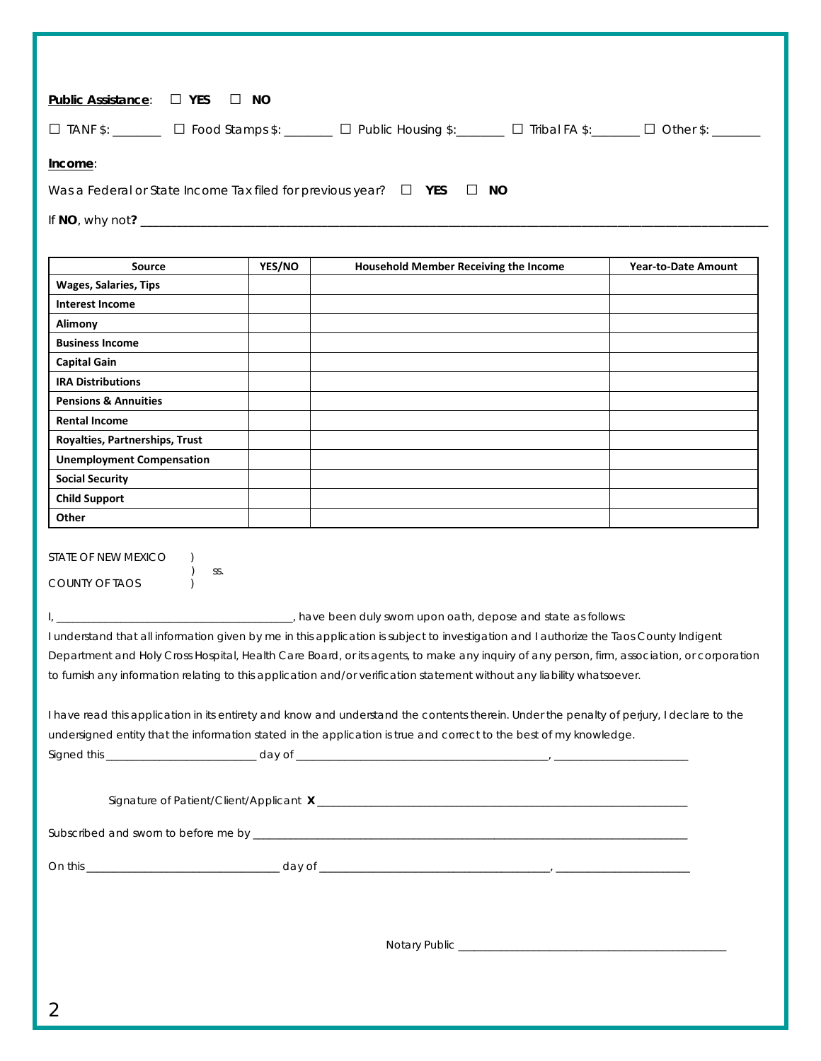**Public Assistance**: ☐ **YES** ☐ **NO**

☐ TANF $: _______ ☐ Food Stamps $: _______ ☐ Public Housing $:_______ ☐ Tribal FA $:_______ ☐ Other $: _______

**Income**:

Was a Federal or State Income Tax filed for previous year? ☐ **YES** ☐ **NO**

If **NO**, why not**?** ______________________________________________________________________________

| Source | YES/NO | Household Member Receiving the Income | Year-to-Date Amount |
|---|---|---|---|
| **Wages, Salaries, Tips** | | | |
| **Interest Income** | | | |
| **Alimony** | | | |
| **Business Income** | | | |
| **Capital Gain** | | | |
| **IRA Distributions** | | | |
| **Pensions & Annuities** | | | |
| **Rental Income** | | | |
| **Royalties, Partnerships, Trust** | | | |
| **Unemployment Compensation** | | | |
| **Social Security** | | | |
| **Child Support** | | | |
| **Other** | | | |

STATE OF NEW MEXICO )
) ss.
COUNTY OF TAOS )

I, ________________________________________, have been duly sworn upon oath, depose and state as follows:
I understand that all information given by me in this application is subject to investigation and I authorize the Taos County Indigent Department and Holy Cross Hospital, Health Care Board, or its agents, to make any inquiry of any person, firm, association, or corporation to furnish any information relating to this application and/or verification statement without any liability whatsoever.

I have read this application in its entirety and know and understand the contents therein. Under the penalty of perjury, I declare to the undersigned entity that the information stated in the application is true and correct to the best of my knowledge.
Signed this _________________________ day of ___________________________________________, ______________________

Signature of Patient/Client/Applicant **X** ______________________________________________________________

Subscribed and sworn to before me by __________________________________________________________________________

On this ________________________________ day of _______________________________________, ______________________

Notary Public _____________________________________________